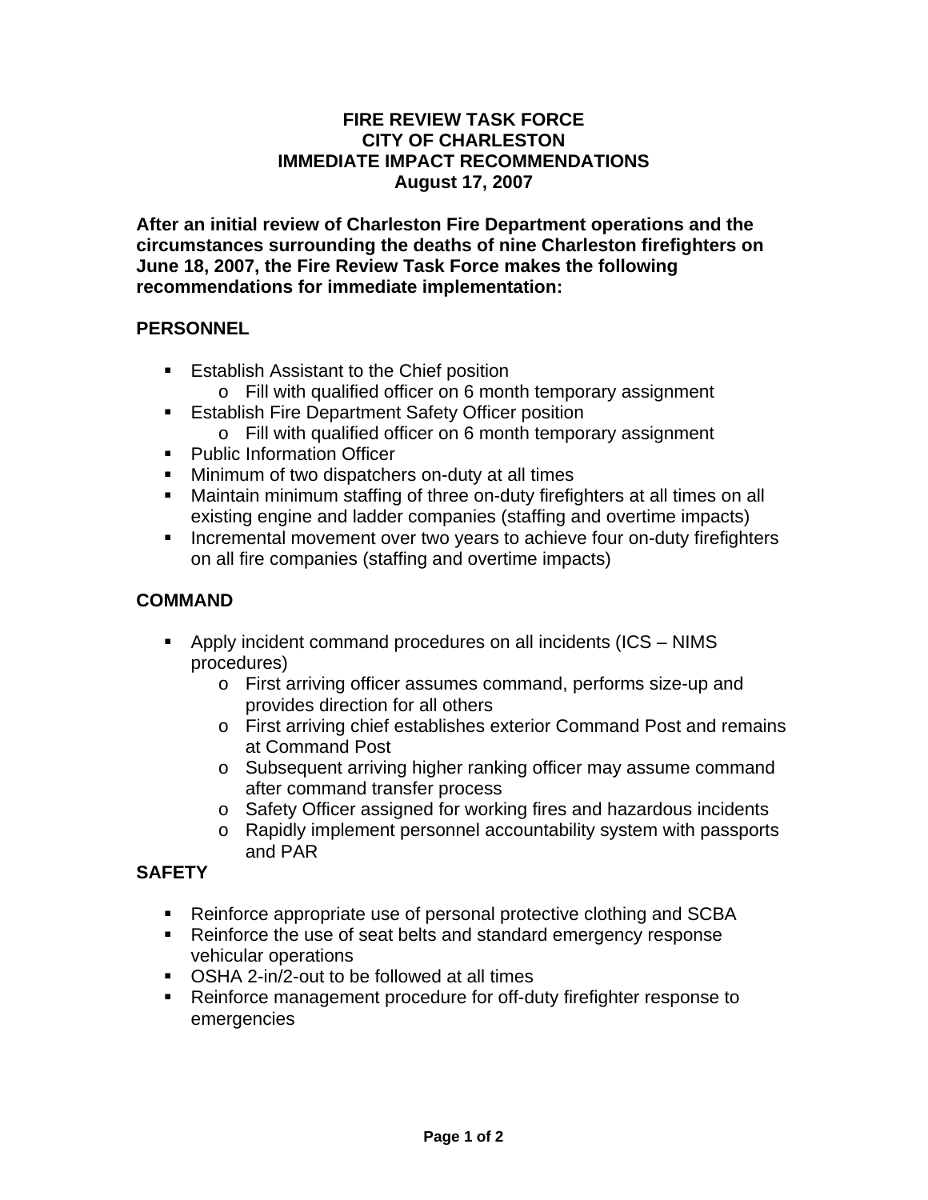# FIRE REVIEW TASK FORCE
# CITY OF CHARLESTON
# IMMEDIATE IMPACT RECOMMENDATIONS
# August 17, 2007

**After an initial review of Charleston Fire Department operations and the circumstances surrounding the deaths of nine Charleston firefighters on June 18, 2007, the Fire Review Task Force makes the following recommendations for immediate implementation:**

## PERSONNEL

- Establish Assistant to the Chief position
  - Fill with qualified officer on 6 month temporary assignment
- Establish Fire Department Safety Officer position
  - Fill with qualified officer on 6 month temporary assignment
- Public Information Officer
- Minimum of two dispatchers on-duty at all times
- Maintain minimum staffing of three on-duty firefighters at all times on all existing engine and ladder companies (staffing and overtime impacts)
- Incremental movement over two years to achieve four on-duty firefighters on all fire companies (staffing and overtime impacts)

## COMMAND

- Apply incident command procedures on all incidents (ICS – NIMS procedures)
  - First arriving officer assumes command, performs size-up and provides direction for all others
  - First arriving chief establishes exterior Command Post and remains at Command Post
  - Subsequent arriving higher ranking officer may assume command after command transfer process
  - Safety Officer assigned for working fires and hazardous incidents
  - Rapidly implement personnel accountability system with passports and PAR

## SAFETY

- Reinforce appropriate use of personal protective clothing and SCBA
- Reinforce the use of seat belts and standard emergency response vehicular operations
- OSHA 2-in/2-out to be followed at all times
- Reinforce management procedure for off-duty firefighter response to emergencies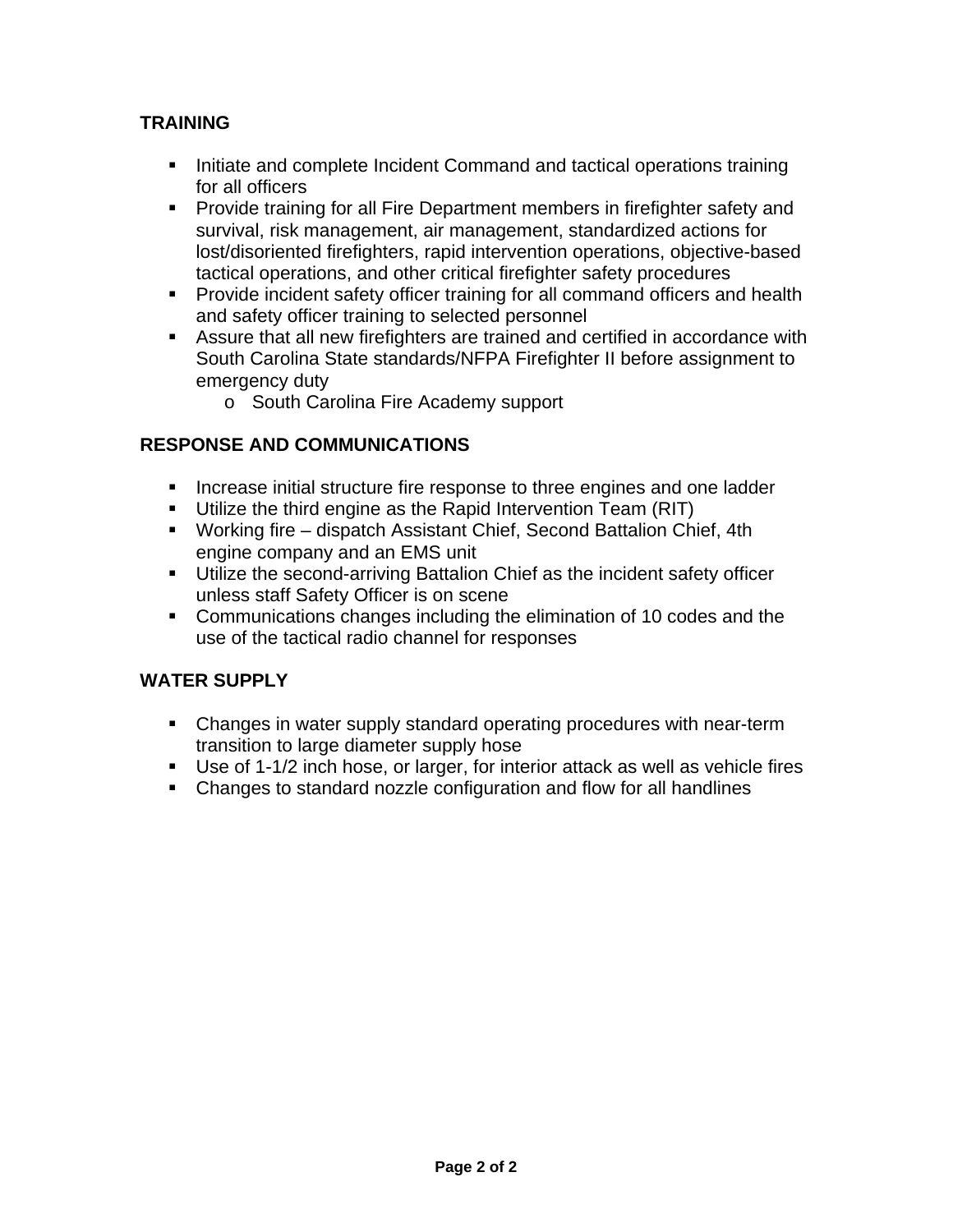**TRAINING**

- Initiate and complete Incident Command and tactical operations training for all officers
- Provide training for all Fire Department members in firefighter safety and survival, risk management, air management, standardized actions for lost/disoriented firefighters, rapid intervention operations, objective-based tactical operations, and other critical firefighter safety procedures
- Provide incident safety officer training for all command officers and health and safety officer training to selected personnel
- Assure that all new firefighters are trained and certified in accordance with South Carolina State standards/NFPA Firefighter II before assignment to emergency duty
  - South Carolina Fire Academy support

**RESPONSE AND COMMUNICATIONS**

- Increase initial structure fire response to three engines and one ladder
- Utilize the third engine as the Rapid Intervention Team (RIT)
- Working fire – dispatch Assistant Chief, Second Battalion Chief, 4th engine company and an EMS unit
- Utilize the second-arriving Battalion Chief as the incident safety officer unless staff Safety Officer is on scene
- Communications changes including the elimination of 10 codes and the use of the tactical radio channel for responses

**WATER SUPPLY**

- Changes in water supply standard operating procedures with near-term transition to large diameter supply hose
- Use of 1-1/2 inch hose, or larger, for interior attack as well as vehicle fires
- Changes to standard nozzle configuration and flow for all handlines